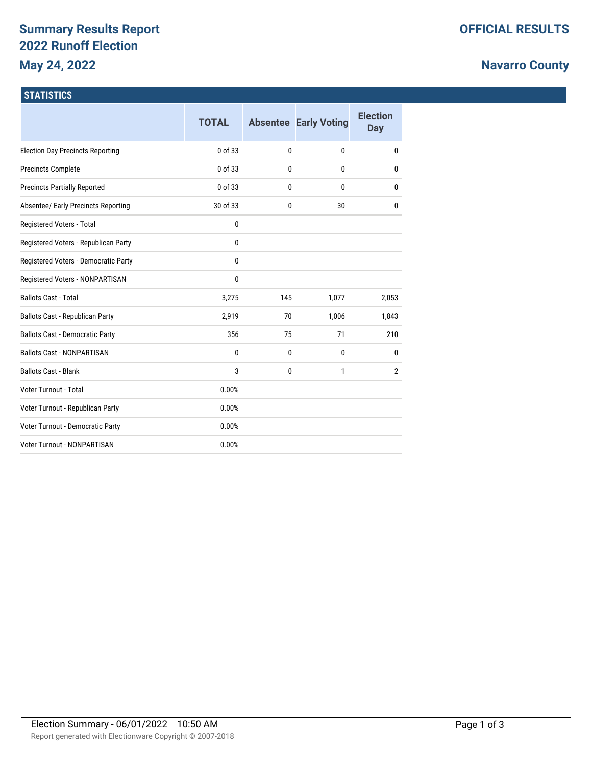# Summary Results Report
## 2022 Runoff Election
### May 24, 2022

**OFFICIAL RESULTS**

**Navarro County**

## STATISTICS

| | TOTAL | Absentee | Early Voting | Election Day |
|---|---|---|---|---|
| Election Day Precincts Reporting | 0 of 33 | 0 | 0 | 0 |
| Precincts Complete | 0 of 33 | 0 | 0 | 0 |
| Precincts Partially Reported | 0 of 33 | 0 | 0 | 0 |
| Absentee/ Early Precincts Reporting | 30 of 33 | 0 | 30 | 0 |
| Registered Voters - Total | 0 | | | |
| Registered Voters - Republican Party | 0 | | | |
| Registered Voters - Democratic Party | 0 | | | |
| Registered Voters - NONPARTISAN | 0 | | | |
| Ballots Cast - Total | 3,275 | 145 | 1,077 | 2,053 |
| Ballots Cast - Republican Party | 2,919 | 70 | 1,006 | 1,843 |
| Ballots Cast - Democratic Party | 356 | 75 | 71 | 210 |
| Ballots Cast - NONPARTISAN | 0 | 0 | 0 | 0 |
| Ballots Cast - Blank | 3 | 0 | 1 | 2 |
| Voter Turnout - Total | 0.00% | | | |
| Voter Turnout - Republican Party | 0.00% | | | |
| Voter Turnout - Democratic Party | 0.00% | | | |
| Voter Turnout - NONPARTISAN | 0.00% | | | |

Election Summary - 06/01/2022 10:50 AM

Report generated with Electionware Copyright © 2007-2018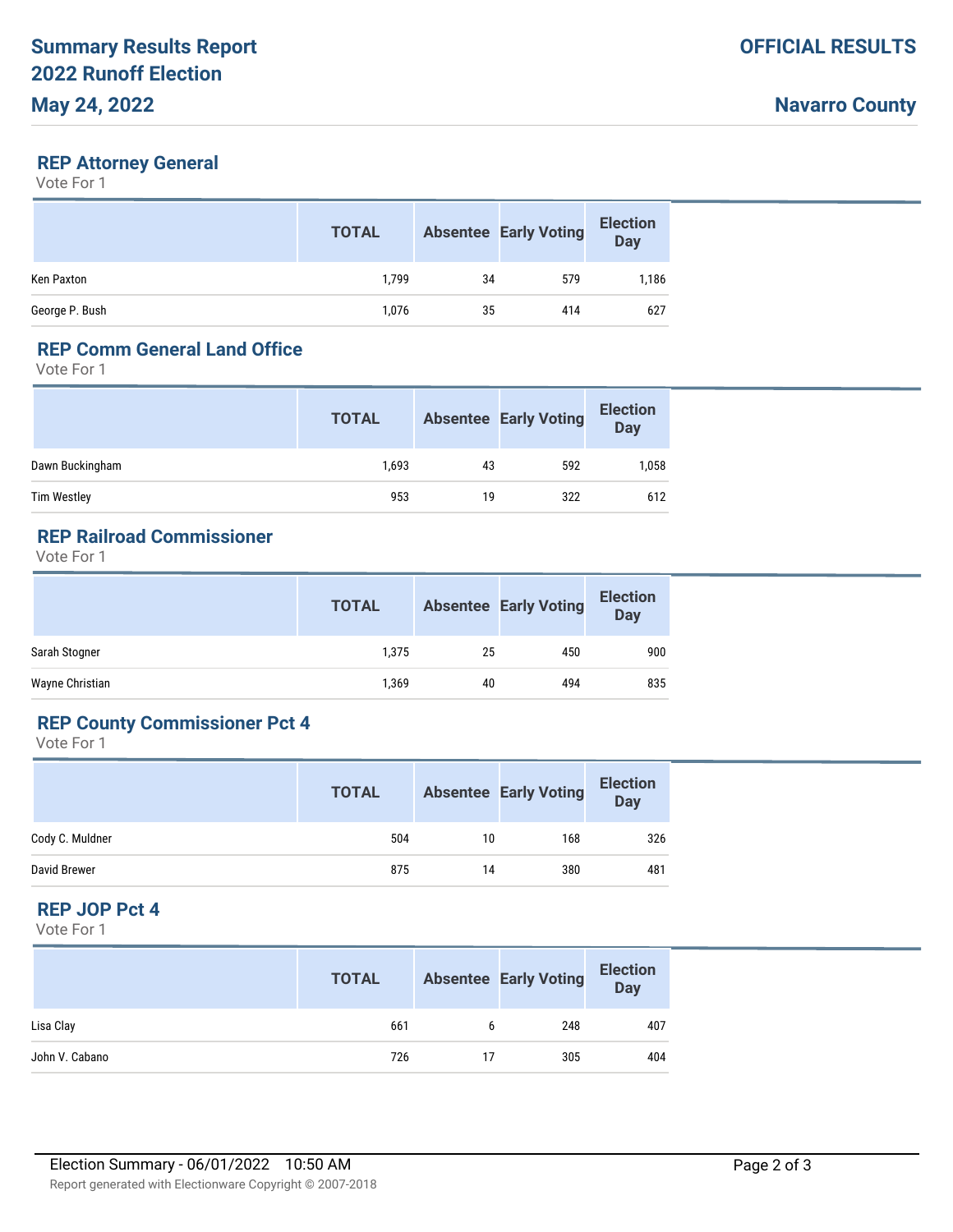# Summary Results Report
## 2022 Runoff Election
## May 24, 2022

**OFFICIAL RESULTS**

**Navarro County**

### REP Attorney General
Vote For 1

| | TOTAL | Absentee | Early Voting | Election Day |
|---|---|---|---|---|
| Ken Paxton | 1,799 | 34 | 579 | 1,186 |
| George P. Bush | 1,076 | 35 | 414 | 627 |

### REP Comm General Land Office
Vote For 1

| | TOTAL | Absentee | Early Voting | Election Day |
|---|---|---|---|---|
| Dawn Buckingham | 1,693 | 43 | 592 | 1,058 |
| Tim Westley | 953 | 19 | 322 | 612 |

### REP Railroad Commissioner
Vote For 1

| | TOTAL | Absentee | Early Voting | Election Day |
|---|---|---|---|---|
| Sarah Stogner | 1,375 | 25 | 450 | 900 |
| Wayne Christian | 1,369 | 40 | 494 | 835 |

### REP County Commissioner Pct 4
Vote For 1

| | TOTAL | Absentee | Early Voting | Election Day |
|---|---|---|---|---|
| Cody C. Muldner | 504 | 10 | 168 | 326 |
| David Brewer | 875 | 14 | 380 | 481 |

### REP JOP Pct 4
Vote For 1

| | TOTAL | Absentee | Early Voting | Election Day |
|---|---|---|---|---|
| Lisa Clay | 661 | 6 | 248 | 407 |
| John V. Cabano | 726 | 17 | 305 | 404 |

Election Summary - 06/01/2022 10:50 AM

Report generated with Electionware Copyright © 2007-2018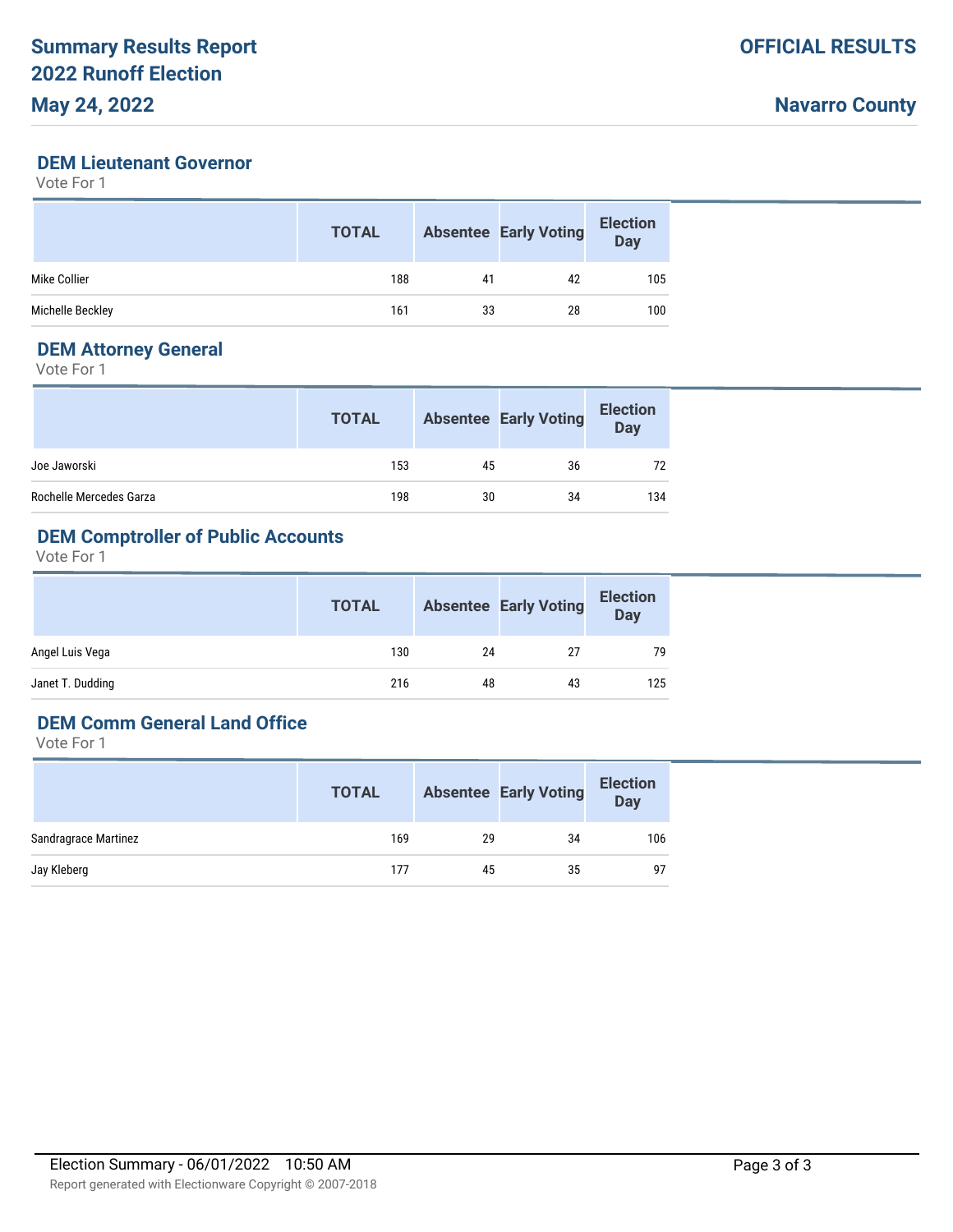# Summary Results Report
# 2022 Runoff Election
# May 24, 2022

**OFFICIAL RESULTS**

**Navarro County**

## DEM Lieutenant Governor

Vote For 1

| | TOTAL | Absentee | Early Voting | Election Day |
|---|---|---|---|---|
| Mike Collier | 188 | 41 | 42 | 105 |
| Michelle Beckley | 161 | 33 | 28 | 100 |

## DEM Attorney General

Vote For 1

| | TOTAL | Absentee | Early Voting | Election Day |
|---|---|---|---|---|
| Joe Jaworski | 153 | 45 | 36 | 72 |
| Rochelle Mercedes Garza | 198 | 30 | 34 | 134 |

## DEM Comptroller of Public Accounts

Vote For 1

| | TOTAL | Absentee | Early Voting | Election Day |
|---|---|---|---|---|
| Angel Luis Vega | 130 | 24 | 27 | 79 |
| Janet T. Dudding | 216 | 48 | 43 | 125 |

## DEM Comm General Land Office

Vote For 1

| | TOTAL | Absentee | Early Voting | Election Day |
|---|---|---|---|---|
| Sandragrace Martinez | 169 | 29 | 34 | 106 |
| Jay Kleberg | 177 | 45 | 35 | 97 |

Election Summary - 06/01/2022 10:50 AM

Report generated with Electionware Copyright © 2007-2018